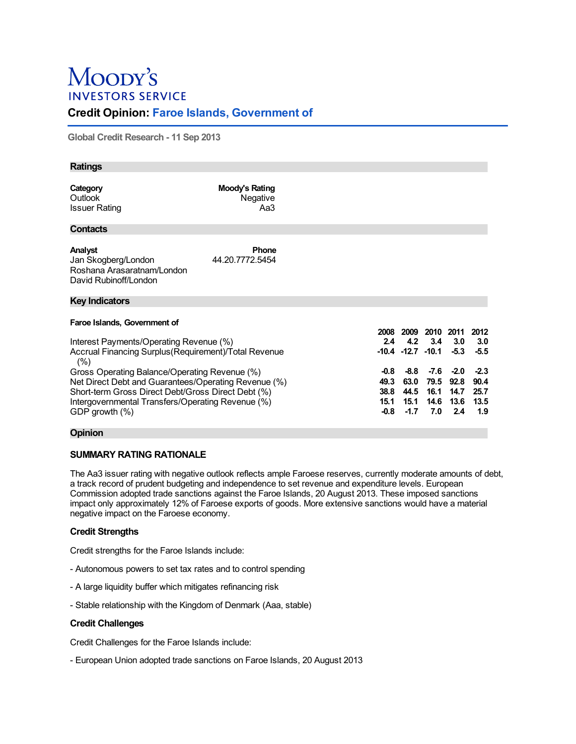# Moody's Investors Service

## Credit Opinion: Faroe Islands, Government of

Global Credit Research - 11 Sep 2013

### Ratings

| Category | Moody's Rating |
|---|---|
| Outlook | Negative |
| Issuer Rating | Aa3 |

### Contacts

| Analyst | Phone |
|---|---|
| Jan Skogberg/London | 44.20.7772.5454 |
| Roshana Arasaratnam/London | |
| David Rubinoff/London | |

### Key Indicators

**Faroe Islands, Government of**

| | 2008 | 2009 | 2010 | 2011 | 2012 |
|---|---|---|---|---|---|
| Interest Payments/Operating Revenue (%) | 2.4 | 4.2 | 3.4 | 3.0 | 3.0 |
| Accrual Financing Surplus(Requirement)/Total Revenue (%) | -10.4 | -12.7 | -10.1 | -5.3 | -5.5 |
| Gross Operating Balance/Operating Revenue (%) | -0.8 | -8.8 | -7.6 | -2.0 | -2.3 |
| Net Direct Debt and Guarantees/Operating Revenue (%) | 49.3 | 63.0 | 79.5 | 92.8 | 90.4 |
| Short-term Gross Direct Debt/Gross Direct Debt (%) | 38.8 | 44.5 | 16.1 | 14.7 | 25.7 |
| Intergovernmental Transfers/Operating Revenue (%) | 15.1 | 15.1 | 14.6 | 13.6 | 13.5 |
| GDP growth (%) | -0.8 | -1.7 | 7.0 | 2.4 | 1.9 |

### Opinion

#### SUMMARY RATING RATIONALE

The Aa3 issuer rating with negative outlook reflects ample Faroese reserves, currently moderate amounts of debt, a track record of prudent budgeting and independence to set revenue and expenditure levels. European Commission adopted trade sanctions against the Faroe Islands, 20 August 2013. These imposed sanctions impact only approximately 12% of Faroese exports of goods. More extensive sanctions would have a material negative impact on the Faroese economy.

#### Credit Strengths

Credit strengths for the Faroe Islands include:

- Autonomous powers to set tax rates and to control spending

- A large liquidity buffer which mitigates refinancing risk

- Stable relationship with the Kingdom of Denmark (Aaa, stable)

#### Credit Challenges

Credit Challenges for the Faroe Islands include:

- European Union adopted trade sanctions on Faroe Islands, 20 August 2013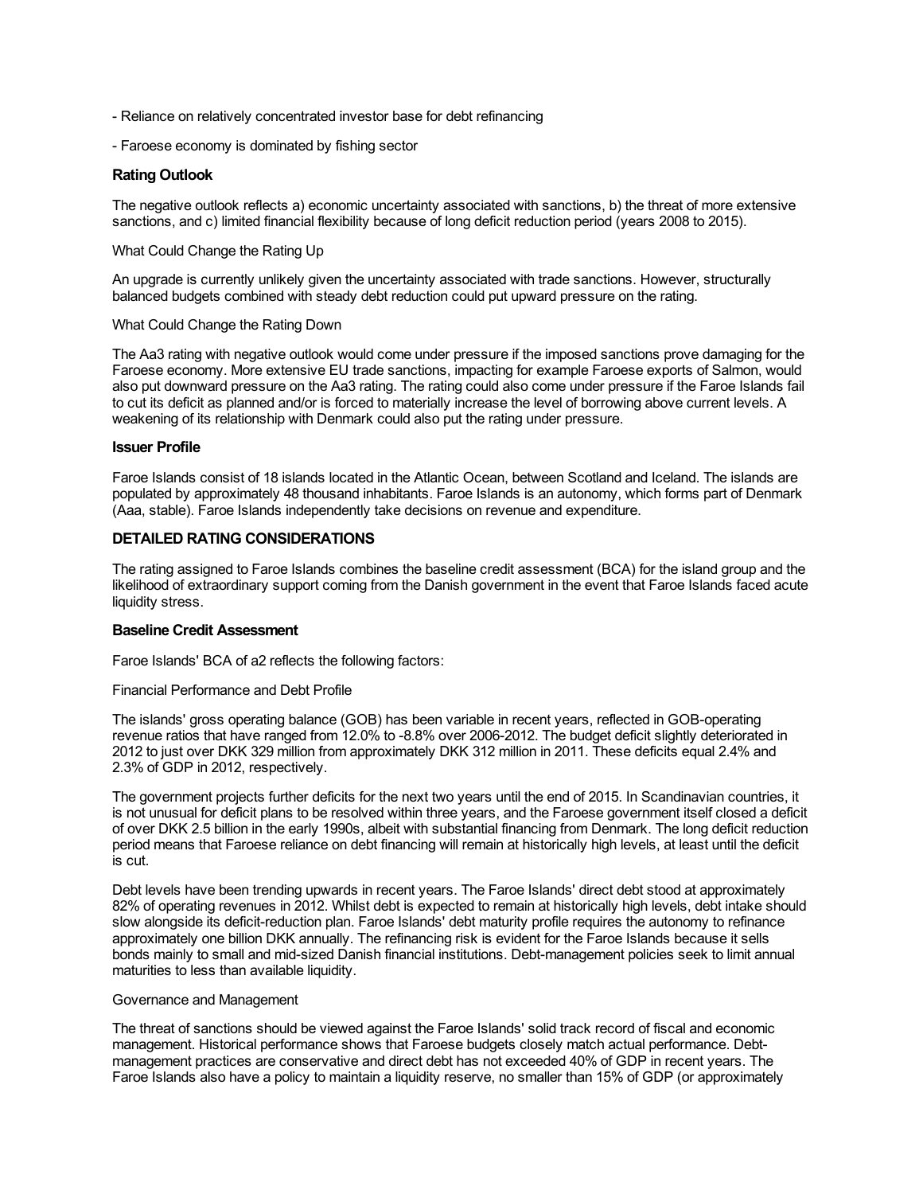- Reliance on relatively concentrated investor base for debt refinancing

- Faroese economy is dominated by fishing sector

### Rating Outlook

The negative outlook reflects a) economic uncertainty associated with sanctions, b) the threat of more extensive sanctions, and c) limited financial flexibility because of long deficit reduction period (years 2008 to 2015).

What Could Change the Rating Up

An upgrade is currently unlikely given the uncertainty associated with trade sanctions. However, structurally balanced budgets combined with steady debt reduction could put upward pressure on the rating.

What Could Change the Rating Down

The Aa3 rating with negative outlook would come under pressure if the imposed sanctions prove damaging for the Faroese economy. More extensive EU trade sanctions, impacting for example Faroese exports of Salmon, would also put downward pressure on the Aa3 rating. The rating could also come under pressure if the Faroe Islands fail to cut its deficit as planned and/or is forced to materially increase the level of borrowing above current levels. A weakening of its relationship with Denmark could also put the rating under pressure.

### Issuer Profile

Faroe Islands consist of 18 islands located in the Atlantic Ocean, between Scotland and Iceland. The islands are populated by approximately 48 thousand inhabitants. Faroe Islands is an autonomy, which forms part of Denmark (Aaa, stable). Faroe Islands independently take decisions on revenue and expenditure.

### DETAILED RATING CONSIDERATIONS

The rating assigned to Faroe Islands combines the baseline credit assessment (BCA) for the island group and the likelihood of extraordinary support coming from the Danish government in the event that Faroe Islands faced acute liquidity stress.

### Baseline Credit Assessment

Faroe Islands' BCA of a2 reflects the following factors:

Financial Performance and Debt Profile

The islands' gross operating balance (GOB) has been variable in recent years, reflected in GOB-operating revenue ratios that have ranged from 12.0% to -8.8% over 2006-2012. The budget deficit slightly deteriorated in 2012 to just over DKK 329 million from approximately DKK 312 million in 2011. These deficits equal 2.4% and 2.3% of GDP in 2012, respectively.

The government projects further deficits for the next two years until the end of 2015. In Scandinavian countries, it is not unusual for deficit plans to be resolved within three years, and the Faroese government itself closed a deficit of over DKK 2.5 billion in the early 1990s, albeit with substantial financing from Denmark. The long deficit reduction period means that Faroese reliance on debt financing will remain at historically high levels, at least until the deficit is cut.

Debt levels have been trending upwards in recent years. The Faroe Islands' direct debt stood at approximately 82% of operating revenues in 2012. Whilst debt is expected to remain at historically high levels, debt intake should slow alongside its deficit-reduction plan. Faroe Islands' debt maturity profile requires the autonomy to refinance approximately one billion DKK annually. The refinancing risk is evident for the Faroe Islands because it sells bonds mainly to small and mid-sized Danish financial institutions. Debt-management policies seek to limit annual maturities to less than available liquidity.

Governance and Management

The threat of sanctions should be viewed against the Faroe Islands' solid track record of fiscal and economic management. Historical performance shows that Faroese budgets closely match actual performance. Debt-management practices are conservative and direct debt has not exceeded 40% of GDP in recent years. The Faroe Islands also have a policy to maintain a liquidity reserve, no smaller than 15% of GDP (or approximately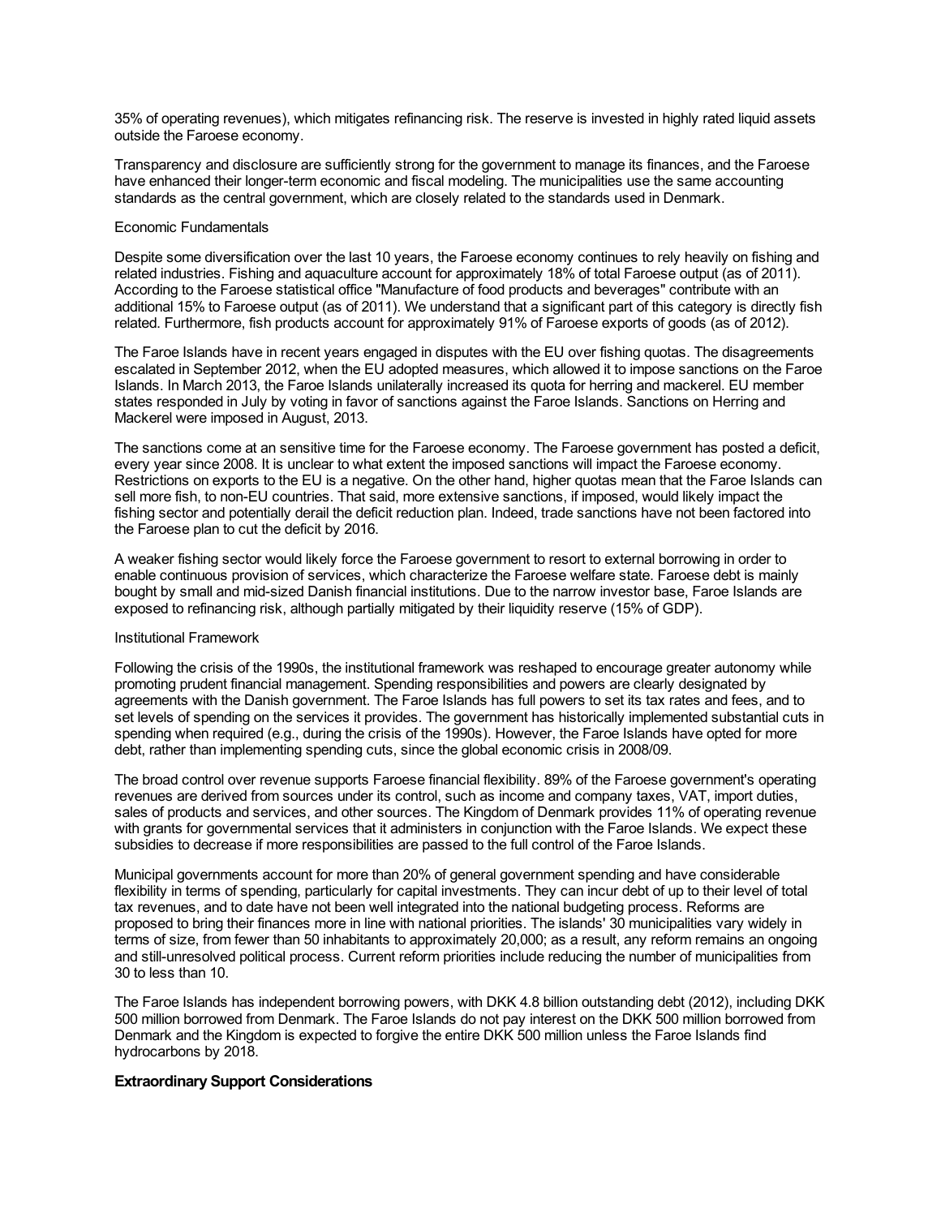35% of operating revenues), which mitigates refinancing risk. The reserve is invested in highly rated liquid assets outside the Faroese economy.

Transparency and disclosure are sufficiently strong for the government to manage its finances, and the Faroese have enhanced their longer-term economic and fiscal modeling. The municipalities use the same accounting standards as the central government, which are closely related to the standards used in Denmark.

Economic Fundamentals

Despite some diversification over the last 10 years, the Faroese economy continues to rely heavily on fishing and related industries. Fishing and aquaculture account for approximately 18% of total Faroese output (as of 2011). According to the Faroese statistical office "Manufacture of food products and beverages" contribute with an additional 15% to Faroese output (as of 2011). We understand that a significant part of this category is directly fish related. Furthermore, fish products account for approximately 91% of Faroese exports of goods (as of 2012).

The Faroe Islands have in recent years engaged in disputes with the EU over fishing quotas. The disagreements escalated in September 2012, when the EU adopted measures, which allowed it to impose sanctions on the Faroe Islands. In March 2013, the Faroe Islands unilaterally increased its quota for herring and mackerel. EU member states responded in July by voting in favor of sanctions against the Faroe Islands. Sanctions on Herring and Mackerel were imposed in August, 2013.

The sanctions come at an sensitive time for the Faroese economy. The Faroese government has posted a deficit, every year since 2008. It is unclear to what extent the imposed sanctions will impact the Faroese economy. Restrictions on exports to the EU is a negative. On the other hand, higher quotas mean that the Faroe Islands can sell more fish, to non-EU countries. That said, more extensive sanctions, if imposed, would likely impact the fishing sector and potentially derail the deficit reduction plan. Indeed, trade sanctions have not been factored into the Faroese plan to cut the deficit by 2016.

A weaker fishing sector would likely force the Faroese government to resort to external borrowing in order to enable continuous provision of services, which characterize the Faroese welfare state. Faroese debt is mainly bought by small and mid-sized Danish financial institutions. Due to the narrow investor base, Faroe Islands are exposed to refinancing risk, although partially mitigated by their liquidity reserve (15% of GDP).

Institutional Framework

Following the crisis of the 1990s, the institutional framework was reshaped to encourage greater autonomy while promoting prudent financial management. Spending responsibilities and powers are clearly designated by agreements with the Danish government. The Faroe Islands has full powers to set its tax rates and fees, and to set levels of spending on the services it provides. The government has historically implemented substantial cuts in spending when required (e.g., during the crisis of the 1990s). However, the Faroe Islands have opted for more debt, rather than implementing spending cuts, since the global economic crisis in 2008/09.

The broad control over revenue supports Faroese financial flexibility. 89% of the Faroese government's operating revenues are derived from sources under its control, such as income and company taxes, VAT, import duties, sales of products and services, and other sources. The Kingdom of Denmark provides 11% of operating revenue with grants for governmental services that it administers in conjunction with the Faroe Islands. We expect these subsidies to decrease if more responsibilities are passed to the full control of the Faroe Islands.

Municipal governments account for more than 20% of general government spending and have considerable flexibility in terms of spending, particularly for capital investments. They can incur debt of up to their level of total tax revenues, and to date have not been well integrated into the national budgeting process. Reforms are proposed to bring their finances more in line with national priorities. The islands' 30 municipalities vary widely in terms of size, from fewer than 50 inhabitants to approximately 20,000; as a result, any reform remains an ongoing and still-unresolved political process. Current reform priorities include reducing the number of municipalities from 30 to less than 10.

The Faroe Islands has independent borrowing powers, with DKK 4.8 billion outstanding debt (2012), including DKK 500 million borrowed from Denmark. The Faroe Islands do not pay interest on the DKK 500 million borrowed from Denmark and the Kingdom is expected to forgive the entire DKK 500 million unless the Faroe Islands find hydrocarbons by 2018.

**Extraordinary Support Considerations**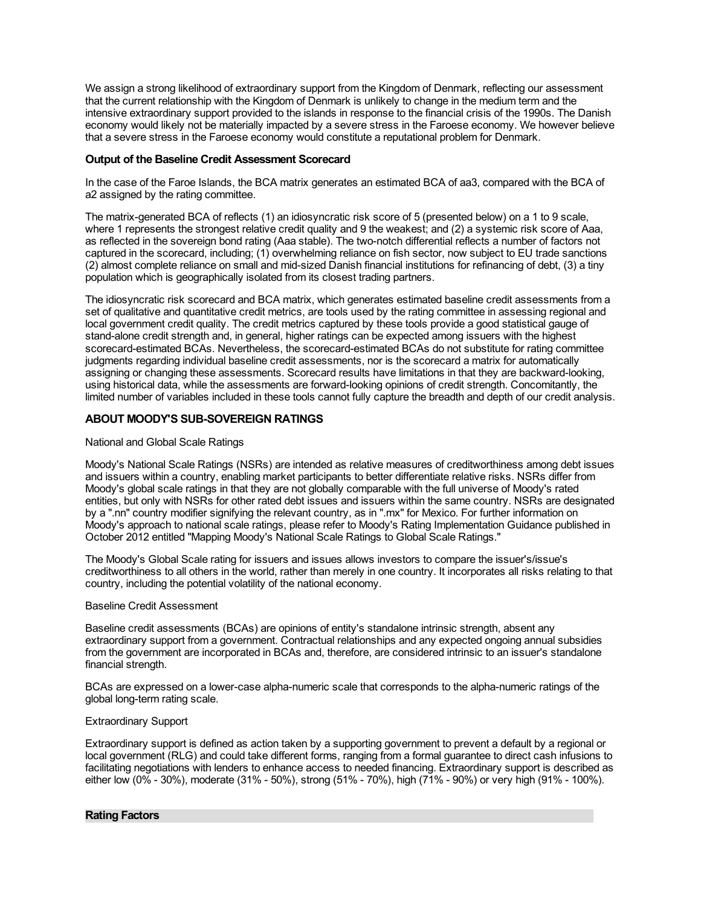We assign a strong likelihood of extraordinary support from the Kingdom of Denmark, reflecting our assessment that the current relationship with the Kingdom of Denmark is unlikely to change in the medium term and the intensive extraordinary support provided to the islands in response to the financial crisis of the 1990s. The Danish economy would likely not be materially impacted by a severe stress in the Faroese economy. We however believe that a severe stress in the Faroese economy would constitute a reputational problem for Denmark.

**Output of the Baseline Credit Assessment Scorecard**

In the case of the Faroe Islands, the BCA matrix generates an estimated BCA of aa3, compared with the BCA of a2 assigned by the rating committee.

The matrix-generated BCA of reflects (1) an idiosyncratic risk score of 5 (presented below) on a 1 to 9 scale, where 1 represents the strongest relative credit quality and 9 the weakest; and (2) a systemic risk score of Aaa, as reflected in the sovereign bond rating (Aaa stable). The two-notch differential reflects a number of factors not captured in the scorecard, including; (1) overwhelming reliance on fish sector, now subject to EU trade sanctions (2) almost complete reliance on small and mid-sized Danish financial institutions for refinancing of debt, (3) a tiny population which is geographically isolated from its closest trading partners.

The idiosyncratic risk scorecard and BCA matrix, which generates estimated baseline credit assessments from a set of qualitative and quantitative credit metrics, are tools used by the rating committee in assessing regional and local government credit quality. The credit metrics captured by these tools provide a good statistical gauge of stand-alone credit strength and, in general, higher ratings can be expected among issuers with the highest scorecard-estimated BCAs. Nevertheless, the scorecard-estimated BCAs do not substitute for rating committee judgments regarding individual baseline credit assessments, nor is the scorecard a matrix for automatically assigning or changing these assessments. Scorecard results have limitations in that they are backward-looking, using historical data, while the assessments are forward-looking opinions of credit strength. Concomitantly, the limited number of variables included in these tools cannot fully capture the breadth and depth of our credit analysis.

## ABOUT MOODY'S SUB-SOVEREIGN RATINGS

National and Global Scale Ratings

Moody's National Scale Ratings (NSRs) are intended as relative measures of creditworthiness among debt issues and issuers within a country, enabling market participants to better differentiate relative risks. NSRs differ from Moody's global scale ratings in that they are not globally comparable with the full universe of Moody's rated entities, but only with NSRs for other rated debt issues and issuers within the same country. NSRs are designated by a ".nn" country modifier signifying the relevant country, as in ".mx" for Mexico. For further information on Moody's approach to national scale ratings, please refer to Moody's Rating Implementation Guidance published in October 2012 entitled "Mapping Moody's National Scale Ratings to Global Scale Ratings."

The Moody's Global Scale rating for issuers and issues allows investors to compare the issuer's/issue's creditworthiness to all others in the world, rather than merely in one country. It incorporates all risks relating to that country, including the potential volatility of the national economy.

Baseline Credit Assessment

Baseline credit assessments (BCAs) are opinions of entity's standalone intrinsic strength, absent any extraordinary support from a government. Contractual relationships and any expected ongoing annual subsidies from the government are incorporated in BCAs and, therefore, are considered intrinsic to an issuer's standalone financial strength.

BCAs are expressed on a lower-case alpha-numeric scale that corresponds to the alpha-numeric ratings of the global long-term rating scale.

Extraordinary Support

Extraordinary support is defined as action taken by a supporting government to prevent a default by a regional or local government (RLG) and could take different forms, ranging from a formal guarantee to direct cash infusions to facilitating negotiations with lenders to enhance access to needed financing. Extraordinary support is described as either low (0% - 30%), moderate (31% - 50%), strong (51% - 70%), high (71% - 90%) or very high (91% - 100%).

**Rating Factors**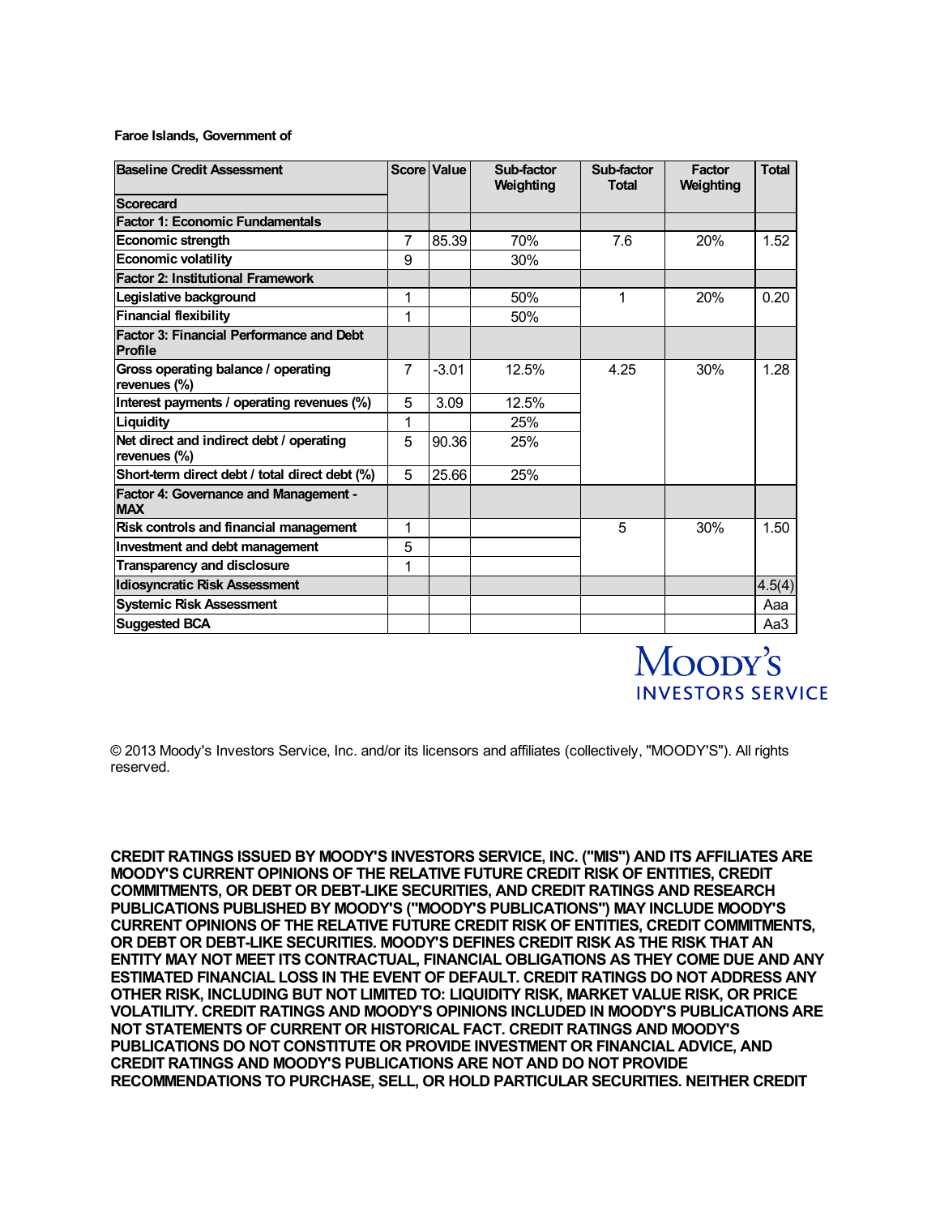**Faroe Islands, Government of**

| Baseline Credit Assessment | Score | Value | Sub-factor Weighting | Sub-factor Total | Factor Weighting | Total |
|---|---|---|---|---|---|---|
| **Scorecard** | | | | | | |
| **Factor 1: Economic Fundamentals** | | | | | | |
| Economic strength | 7 | 85.39 | 70% | 7.6 | 20% | 1.52 |
| Economic volatility | 9 | | 30% | | | |
| **Factor 2: Institutional Framework** | | | | | | |
| Legislative background | 1 | | 50% | 1 | 20% | 0.20 |
| Financial flexibility | 1 | | 50% | | | |
| **Factor 3: Financial Performance and Debt Profile** | | | | | | |
| Gross operating balance / operating revenues (%) | 7 | -3.01 | 12.5% | 4.25 | 30% | 1.28 |
| Interest payments / operating revenues (%) | 5 | 3.09 | 12.5% | | | |
| Liquidity | 1 | | 25% | | | |
| Net direct and indirect debt / operating revenues (%) | 5 | 90.36 | 25% | | | |
| Short-term direct debt / total direct debt (%) | 5 | 25.66 | 25% | | | |
| **Factor 4: Governance and Management - MAX** | | | | | | |
| Risk controls and financial management | 1 | | | 5 | 30% | 1.50 |
| Investment and debt management | 5 | | | | | |
| Transparency and disclosure | 1 | | | | | |
| **Idiosyncratic Risk Assessment** | | | | | | 4.5(4) |
| **Systemic Risk Assessment** | | | | | | Aaa |
| **Suggested BCA** | | | | | | Aa3 |

MOODY'S INVESTORS SERVICE

© 2013 Moody's Investors Service, Inc. and/or its licensors and affiliates (collectively, "MOODY'S"). All rights reserved.

**CREDIT RATINGS ISSUED BY MOODY'S INVESTORS SERVICE, INC. ("MIS") AND ITS AFFILIATES ARE MOODY'S CURRENT OPINIONS OF THE RELATIVE FUTURE CREDIT RISK OF ENTITIES, CREDIT COMMITMENTS, OR DEBT OR DEBT-LIKE SECURITIES, AND CREDIT RATINGS AND RESEARCH PUBLICATIONS PUBLISHED BY MOODY'S ("MOODY'S PUBLICATIONS") MAY INCLUDE MOODY'S CURRENT OPINIONS OF THE RELATIVE FUTURE CREDIT RISK OF ENTITIES, CREDIT COMMITMENTS, OR DEBT OR DEBT-LIKE SECURITIES. MOODY'S DEFINES CREDIT RISK AS THE RISK THAT AN ENTITY MAY NOT MEET ITS CONTRACTUAL, FINANCIAL OBLIGATIONS AS THEY COME DUE AND ANY ESTIMATED FINANCIAL LOSS IN THE EVENT OF DEFAULT. CREDIT RATINGS DO NOT ADDRESS ANY OTHER RISK, INCLUDING BUT NOT LIMITED TO: LIQUIDITY RISK, MARKET VALUE RISK, OR PRICE VOLATILITY. CREDIT RATINGS AND MOODY'S OPINIONS INCLUDED IN MOODY'S PUBLICATIONS ARE NOT STATEMENTS OF CURRENT OR HISTORICAL FACT. CREDIT RATINGS AND MOODY'S PUBLICATIONS DO NOT CONSTITUTE OR PROVIDE INVESTMENT OR FINANCIAL ADVICE, AND CREDIT RATINGS AND MOODY'S PUBLICATIONS ARE NOT AND DO NOT PROVIDE RECOMMENDATIONS TO PURCHASE, SELL, OR HOLD PARTICULAR SECURITIES. NEITHER CREDIT**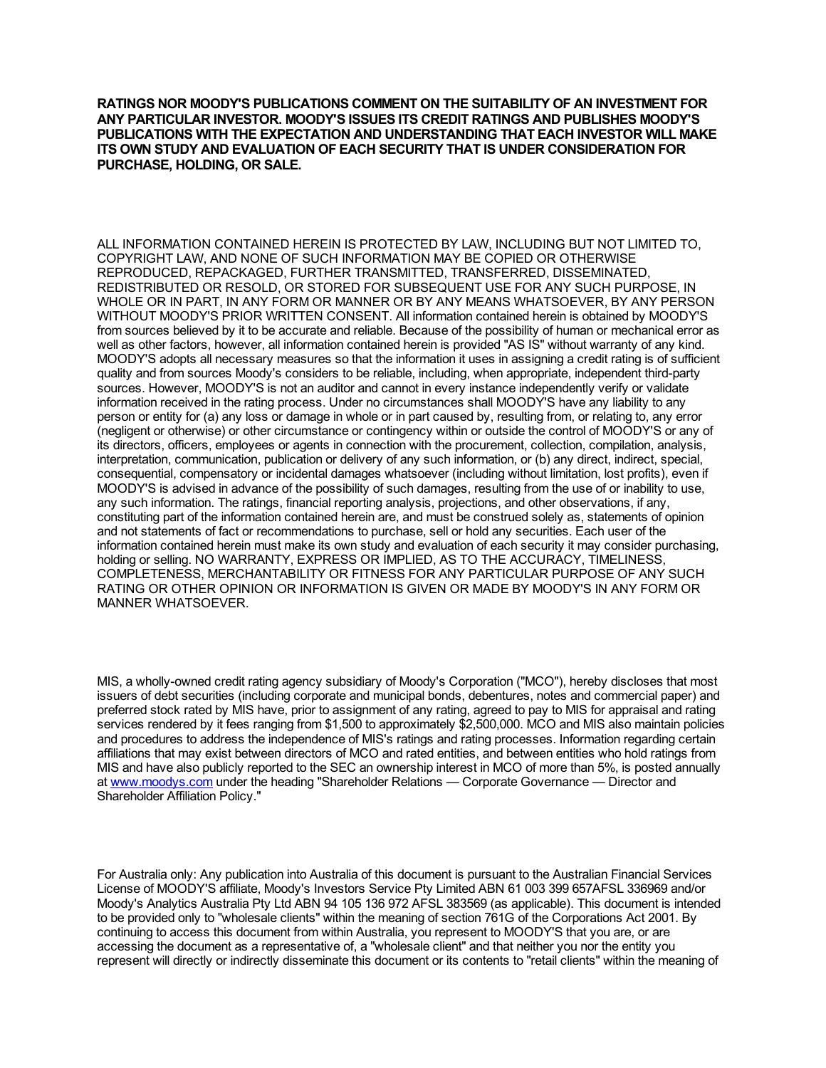**RATINGS NOR MOODY'S PUBLICATIONS COMMENT ON THE SUITABILITY OF AN INVESTMENT FOR ANY PARTICULAR INVESTOR. MOODY'S ISSUES ITS CREDIT RATINGS AND PUBLISHES MOODY'S PUBLICATIONS WITH THE EXPECTATION AND UNDERSTANDING THAT EACH INVESTOR WILL MAKE ITS OWN STUDY AND EVALUATION OF EACH SECURITY THAT IS UNDER CONSIDERATION FOR PURCHASE, HOLDING, OR SALE.**

ALL INFORMATION CONTAINED HEREIN IS PROTECTED BY LAW, INCLUDING BUT NOT LIMITED TO, COPYRIGHT LAW, AND NONE OF SUCH INFORMATION MAY BE COPIED OR OTHERWISE REPRODUCED, REPACKAGED, FURTHER TRANSMITTED, TRANSFERRED, DISSEMINATED, REDISTRIBUTED OR RESOLD, OR STORED FOR SUBSEQUENT USE FOR ANY SUCH PURPOSE, IN WHOLE OR IN PART, IN ANY FORM OR MANNER OR BY ANY MEANS WHATSOEVER, BY ANY PERSON WITHOUT MOODY'S PRIOR WRITTEN CONSENT. All information contained herein is obtained by MOODY'S from sources believed by it to be accurate and reliable. Because of the possibility of human or mechanical error as well as other factors, however, all information contained herein is provided "AS IS" without warranty of any kind. MOODY'S adopts all necessary measures so that the information it uses in assigning a credit rating is of sufficient quality and from sources Moody's considers to be reliable, including, when appropriate, independent third-party sources. However, MOODY'S is not an auditor and cannot in every instance independently verify or validate information received in the rating process. Under no circumstances shall MOODY'S have any liability to any person or entity for (a) any loss or damage in whole or in part caused by, resulting from, or relating to, any error (negligent or otherwise) or other circumstance or contingency within or outside the control of MOODY'S or any of its directors, officers, employees or agents in connection with the procurement, collection, compilation, analysis, interpretation, communication, publication or delivery of any such information, or (b) any direct, indirect, special, consequential, compensatory or incidental damages whatsoever (including without limitation, lost profits), even if MOODY'S is advised in advance of the possibility of such damages, resulting from the use of or inability to use, any such information. The ratings, financial reporting analysis, projections, and other observations, if any, constituting part of the information contained herein are, and must be construed solely as, statements of opinion and not statements of fact or recommendations to purchase, sell or hold any securities. Each user of the information contained herein must make its own study and evaluation of each security it may consider purchasing, holding or selling. NO WARRANTY, EXPRESS OR IMPLIED, AS TO THE ACCURACY, TIMELINESS, COMPLETENESS, MERCHANTABILITY OR FITNESS FOR ANY PARTICULAR PURPOSE OF ANY SUCH RATING OR OTHER OPINION OR INFORMATION IS GIVEN OR MADE BY MOODY'S IN ANY FORM OR MANNER WHATSOEVER.

MIS, a wholly-owned credit rating agency subsidiary of Moody's Corporation ("MCO"), hereby discloses that most issuers of debt securities (including corporate and municipal bonds, debentures, notes and commercial paper) and preferred stock rated by MIS have, prior to assignment of any rating, agreed to pay to MIS for appraisal and rating services rendered by it fees ranging from $1,500 to approximately $2,500,000. MCO and MIS also maintain policies and procedures to address the independence of MIS's ratings and rating processes. Information regarding certain affiliations that may exist between directors of MCO and rated entities, and between entities who hold ratings from MIS and have also publicly reported to the SEC an ownership interest in MCO of more than 5%, is posted annually at www.moodys.com under the heading "Shareholder Relations — Corporate Governance — Director and Shareholder Affiliation Policy."

For Australia only: Any publication into Australia of this document is pursuant to the Australian Financial Services License of MOODY'S affiliate, Moody's Investors Service Pty Limited ABN 61 003 399 657AFSL 336969 and/or Moody's Analytics Australia Pty Ltd ABN 94 105 136 972 AFSL 383569 (as applicable). This document is intended to be provided only to "wholesale clients" within the meaning of section 761G of the Corporations Act 2001. By continuing to access this document from within Australia, you represent to MOODY'S that you are, or are accessing the document as a representative of, a "wholesale client" and that neither you nor the entity you represent will directly or indirectly disseminate this document or its contents to "retail clients" within the meaning of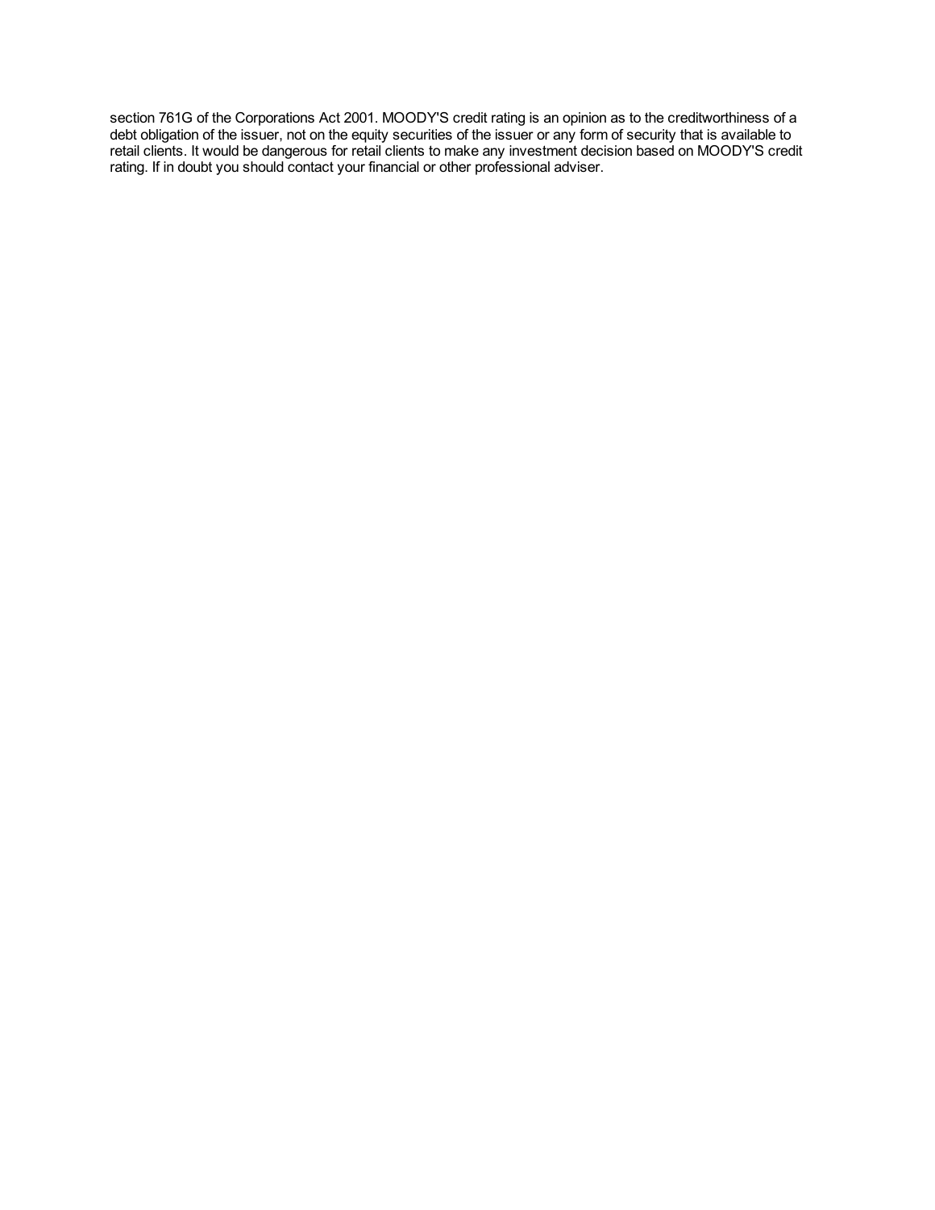section 761G of the Corporations Act 2001. MOODY'S credit rating is an opinion as to the creditworthiness of a debt obligation of the issuer, not on the equity securities of the issuer or any form of security that is available to retail clients. It would be dangerous for retail clients to make any investment decision based on MOODY'S credit rating. If in doubt you should contact your financial or other professional adviser.